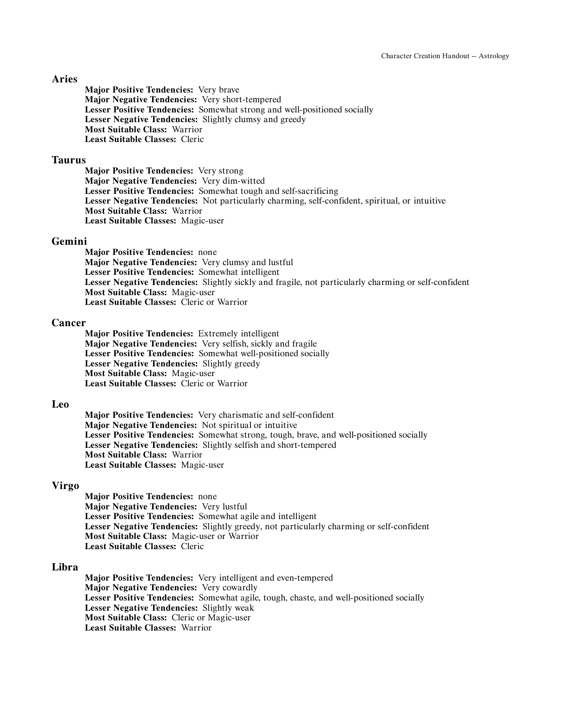## Aries

**Major Positive Tendencies:** Very brave
**Major Negative Tendencies:** Very short-tempered
**Lesser Positive Tendencies:** Somewhat strong and well-positioned socially
**Lesser Negative Tendencies:** Slightly clumsy and greedy
**Most Suitable Class:** Warrior
**Least Suitable Classes:** Cleric

## Taurus

**Major Positive Tendencies:** Very strong
**Major Negative Tendencies:** Very dim-witted
**Lesser Positive Tendencies:** Somewhat tough and self-sacrificing
**Lesser Negative Tendencies:** Not particularly charming, self-confident, spiritual, or intuitive
**Most Suitable Class:** Warrior
**Least Suitable Classes:** Magic-user

## Gemini

**Major Positive Tendencies:** none
**Major Negative Tendencies:** Very clumsy and lustful
**Lesser Positive Tendencies:** Somewhat intelligent
**Lesser Negative Tendencies:** Slightly sickly and fragile, not particularly charming or self-confident
**Most Suitable Class:** Magic-user
**Least Suitable Classes:** Cleric or Warrior

## Cancer

**Major Positive Tendencies:** Extremely intelligent
**Major Negative Tendencies:** Very selfish, sickly and fragile
**Lesser Positive Tendencies:** Somewhat well-positioned socially
**Lesser Negative Tendencies:** Slightly greedy
**Most Suitable Class:** Magic-user
**Least Suitable Classes:** Cleric or Warrior

## Leo

**Major Positive Tendencies:** Very charismatic and self-confident
**Major Negative Tendencies:** Not spiritual or intuitive
**Lesser Positive Tendencies:** Somewhat strong, tough, brave, and well-positioned socially
**Lesser Negative Tendencies:** Slightly selfish and short-tempered
**Most Suitable Class:** Warrior
**Least Suitable Classes:** Magic-user

## Virgo

**Major Positive Tendencies:** none
**Major Negative Tendencies:** Very lustful
**Lesser Positive Tendencies:** Somewhat agile and intelligent
**Lesser Negative Tendencies:** Slightly greedy, not particularly charming or self-confident
**Most Suitable Class:** Magic-user or Warrior
**Least Suitable Classes:** Cleric

## Libra

**Major Positive Tendencies:** Very intelligent and even-tempered
**Major Negative Tendencies:** Very cowardly
**Lesser Positive Tendencies:** Somewhat agile, tough, chaste, and well-positioned socially
**Lesser Negative Tendencies:** Slightly weak
**Most Suitable Class:** Cleric or Magic-user
**Least Suitable Classes:** Warrior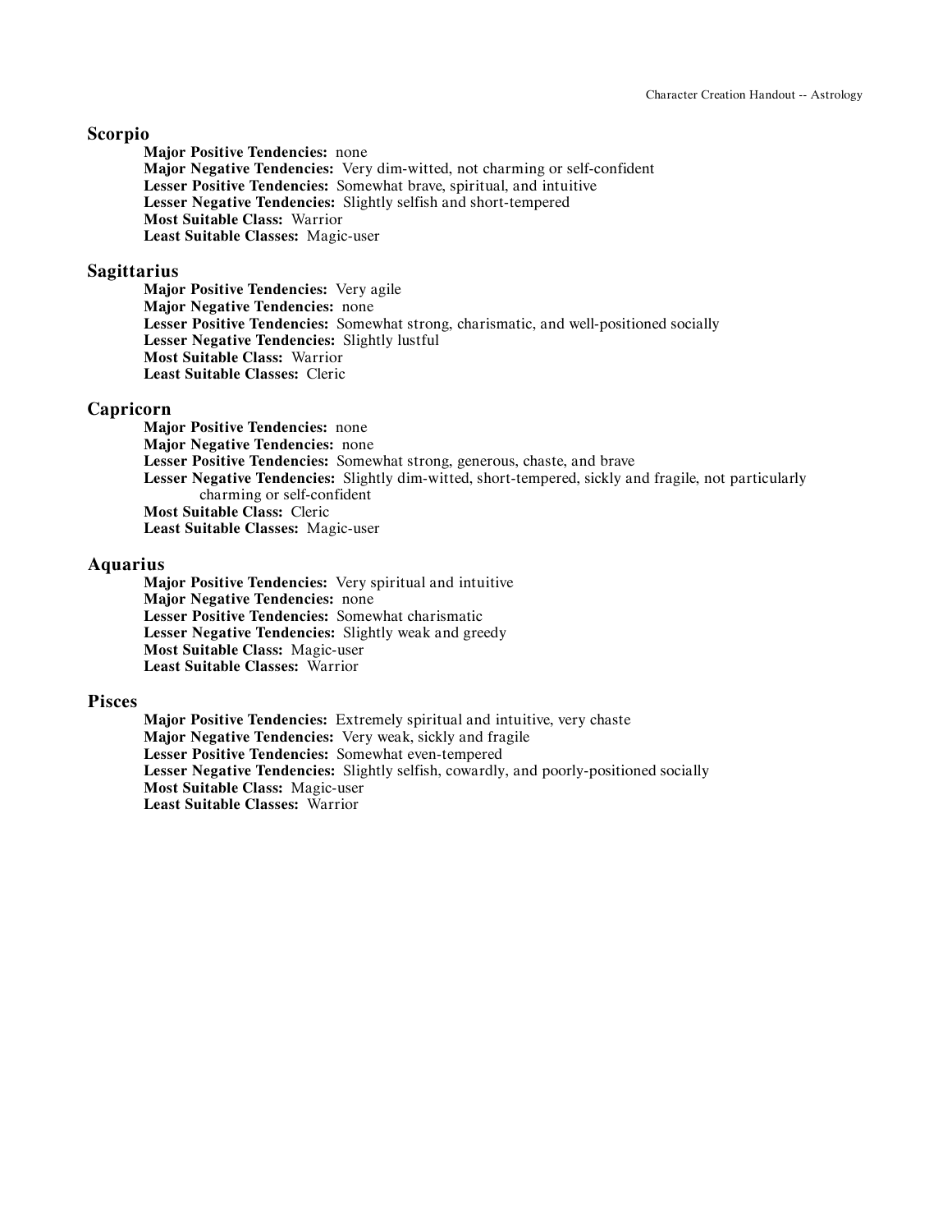## Scorpio

**Major Positive Tendencies:** none
**Major Negative Tendencies:** Very dim-witted, not charming or self-confident
**Lesser Positive Tendencies:** Somewhat brave, spiritual, and intuitive
**Lesser Negative Tendencies:** Slightly selfish and short-tempered
**Most Suitable Class:** Warrior
**Least Suitable Classes:** Magic-user

## Sagittarius

**Major Positive Tendencies:** Very agile
**Major Negative Tendencies:** none
**Lesser Positive Tendencies:** Somewhat strong, charismatic, and well-positioned socially
**Lesser Negative Tendencies:** Slightly lustful
**Most Suitable Class:** Warrior
**Least Suitable Classes:** Cleric

## Capricorn

**Major Positive Tendencies:** none
**Major Negative Tendencies:** none
**Lesser Positive Tendencies:** Somewhat strong, generous, chaste, and brave
**Lesser Negative Tendencies:** Slightly dim-witted, short-tempered, sickly and fragile, not particularly charming or self-confident
**Most Suitable Class:** Cleric
**Least Suitable Classes:** Magic-user

## Aquarius

**Major Positive Tendencies:** Very spiritual and intuitive
**Major Negative Tendencies:** none
**Lesser Positive Tendencies:** Somewhat charismatic
**Lesser Negative Tendencies:** Slightly weak and greedy
**Most Suitable Class:** Magic-user
**Least Suitable Classes:** Warrior

## Pisces

**Major Positive Tendencies:** Extremely spiritual and intuitive, very chaste
**Major Negative Tendencies:** Very weak, sickly and fragile
**Lesser Positive Tendencies:** Somewhat even-tempered
**Lesser Negative Tendencies:** Slightly selfish, cowardly, and poorly-positioned socially
**Most Suitable Class:** Magic-user
**Least Suitable Classes:** Warrior